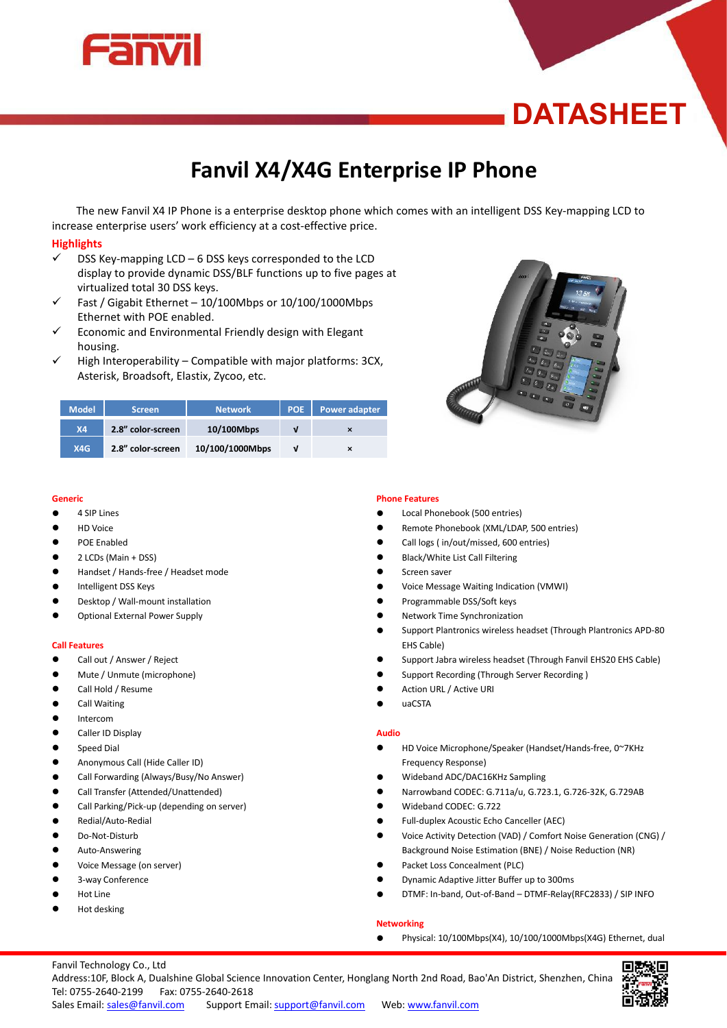DATASHEET

# Fanvil X4/X4G Enterprise IP Phone

The new Fanvil X4 IP Phone is a enterprise desktop phone which comes with an intelligent DSS Key-mapping LCD to increase enterprise users' work efficiency at a cost-effective price.

## Highlights

- ✓ DSS Key-mapping LCD – 6 DSS keys corresponded to the LCD display to provide dynamic DSS/BLF functions up to five pages at virtualized total 30 DSS keys.
- ✓ Fast / Gigabit Ethernet – 10/100Mbps or 10/100/1000Mbps Ethernet with POE enabled.
- ✓ Economic and Environmental Friendly design with Elegant housing.
- ✓ High Interoperability – Compatible with major platforms: 3CX, Asterisk, Broadsoft, Elastix, Zycoo, etc.

| Model | Screen | Network | POE | Power adapter |
|---|---|---|---|---|
| X4 | 2.8" color-screen | 10/100Mbps | √ | × |
| X4G | 2.8" color-screen | 10/100/1000Mbps | √ | × |

### Generic

- 4 SIP Lines
- HD Voice
- POE Enabled
- 2 LCDs (Main + DSS)
- Handset / Hands-free / Headset mode
- Intelligent DSS Keys
- Desktop / Wall-mount installation
- Optional External Power Supply

### Call Features

- Call out / Answer / Reject
- Mute / Unmute (microphone)
- Call Hold / Resume
- Call Waiting
- Intercom
- Caller ID Display
- Speed Dial
- Anonymous Call (Hide Caller ID)
- Call Forwarding (Always/Busy/No Answer)
- Call Transfer (Attended/Unattended)
- Call Parking/Pick-up (depending on server)
- Redial/Auto-Redial
- Do-Not-Disturb
- Auto-Answering
- Voice Message (on server)
- 3-way Conference
- Hot Line
- Hot desking

### Phone Features

- Local Phonebook (500 entries)
- Remote Phonebook (XML/LDAP, 500 entries)
- Call logs ( in/out/missed, 600 entries)
- Black/White List Call Filtering
- Screen saver
- Voice Message Waiting Indication (VMWI)
- Programmable DSS/Soft keys
- Network Time Synchronization
- Support Plantronics wireless headset (Through Plantronics APD-80 EHS Cable)
- Support Jabra wireless headset (Through Fanvil EHS20 EHS Cable)
- Support Recording (Through Server Recording )
- Action URL / Active URI
- uaCSTA

### Audio

- HD Voice Microphone/Speaker (Handset/Hands-free, 0~7KHz Frequency Response)
- Wideband ADC/DAC16KHz Sampling
- Narrowband CODEC: G.711a/u, G.723.1, G.726-32K, G.729AB
- Wideband CODEC: G.722
- Full-duplex Acoustic Echo Canceller (AEC)
- Voice Activity Detection (VAD) / Comfort Noise Generation (CNG) / Background Noise Estimation (BNE) / Noise Reduction (NR)
- Packet Loss Concealment (PLC)
- Dynamic Adaptive Jitter Buffer up to 300ms
- DTMF: In-band, Out-of-Band – DTMF-Relay(RFC2833) / SIP INFO

### Networking

- Physical: 10/100Mbps(X4), 10/100/1000Mbps(X4G) Ethernet, dual

Fanvil Technology Co., Ltd
Address:10F, Block A, Dualshine Global Science Innovation Center, Honglang North 2nd Road, Bao'An District, Shenzhen, China
Tel: 0755-2640-2199 Fax: 0755-2640-2618
Sales Email: sales@fanvil.com Support Email: support@fanvil.com Web: www.fanvil.com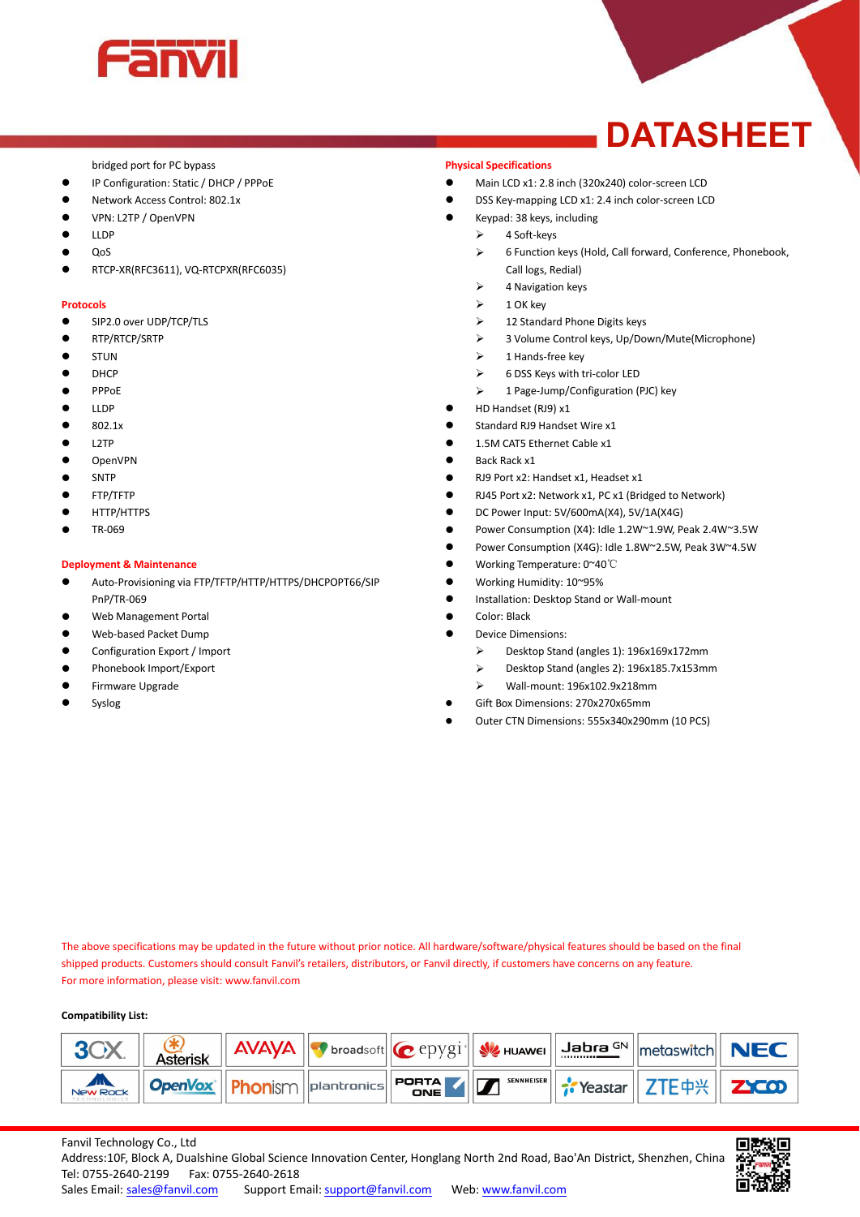bridged port for PC bypass

- IP Configuration: Static / DHCP / PPPoE
- Network Access Control: 802.1x
- VPN: L2TP / OpenVPN
- LLDP
- QoS
- RTCP-XR(RFC3611), VQ-RTCPXR(RFC6035)

**Protocols**

- SIP2.0 over UDP/TCP/TLS
- RTP/RTCP/SRTP
- STUN
- DHCP
- PPPoE
- LLDP
- 802.1x
- L2TP
- OpenVPN
- SNTP
- FTP/TFTP
- HTTP/HTTPS
- TR-069

**Deployment & Maintenance**

- Auto-Provisioning via FTP/TFTP/HTTP/HTTPS/DHCPOPT66/SIP PnP/TR-069
- Web Management Portal
- Web-based Packet Dump
- Configuration Export / Import
- Phonebook Import/Export
- Firmware Upgrade
- Syslog

**Physical Specifications**

- Main LCD x1: 2.8 inch (320x240) color-screen LCD
- DSS Key-mapping LCD x1: 2.4 inch color-screen LCD
- Keypad: 38 keys, including
  - 4 Soft-keys
  - 6 Function keys (Hold, Call forward, Conference, Phonebook, Call logs, Redial)
  - 4 Navigation keys
  - 1 OK key
  - 12 Standard Phone Digits keys
  - 3 Volume Control keys, Up/Down/Mute(Microphone)
  - 1 Hands-free key
  - 6 DSS Keys with tri-color LED
  - 1 Page-Jump/Configuration (PJC) key
- HD Handset (RJ9) x1
- Standard RJ9 Handset Wire x1
- 1.5M CAT5 Ethernet Cable x1
- Back Rack x1
- RJ9 Port x2: Handset x1, Headset x1
- RJ45 Port x2: Network x1, PC x1 (Bridged to Network)
- DC Power Input: 5V/600mA(X4), 5V/1A(X4G)
- Power Consumption (X4): Idle 1.2W~1.9W, Peak 2.4W~3.5W
- Power Consumption (X4G): Idle 1.8W~2.5W, Peak 3W~4.5W
- Working Temperature: 0~40℃
- Working Humidity: 10~95%
- Installation: Desktop Stand or Wall-mount
- Color: Black
- Device Dimensions:
  - Desktop Stand (angles 1): 196x169x172mm
  - Desktop Stand (angles 2): 196x185.7x153mm
  - Wall-mount: 196x102.9x218mm
- Gift Box Dimensions: 270x270x65mm
- Outer CTN Dimensions: 555x340x290mm (10 PCS)

The above specifications may be updated in the future without prior notice. All hardware/software/physical features should be based on the final shipped products. Customers should consult Fanvil's retailers, distributors, or Fanvil directly, if customers have concerns on any feature.
For more information, please visit: www.fanvil.com

**Compatibility List:**

Fanvil Technology Co., Ltd
Address:10F, Block A, Dualshine Global Science Innovation Center, Honglang North 2nd Road, Bao'An District, Shenzhen, China
Tel: 0755-2640-2199 Fax: 0755-2640-2618
Sales Email: sales@fanvil.com Support Email: support@fanvil.com Web: www.fanvil.com